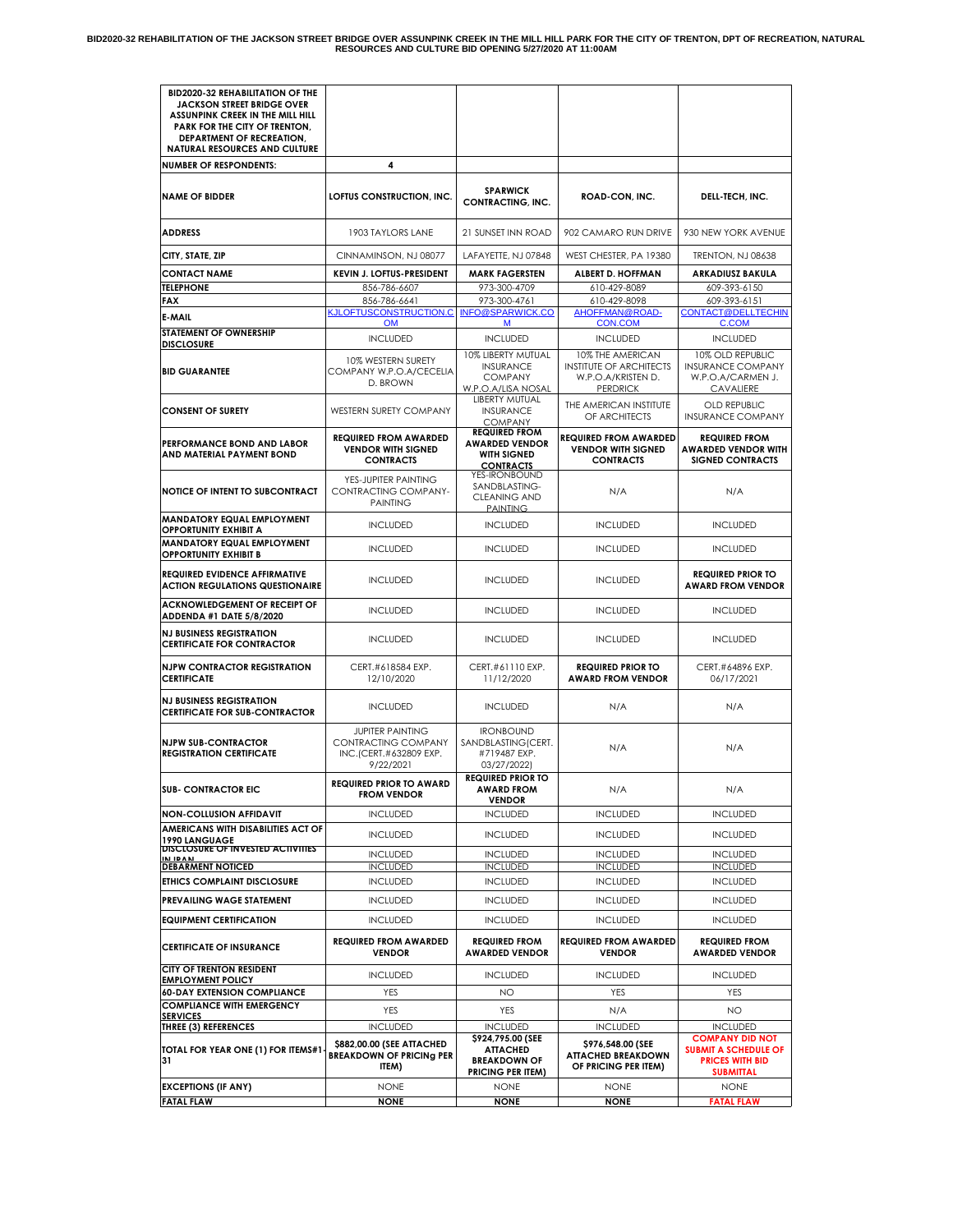**BID2020-32 REHABILITATION OF THE JACKSON STREET BRIDGE OVER ASSUNPINK CREEK IN THE MILL HILL PARK FOR THE CITY OF TRENTON, DPT OF RECREATION, NATURAL RESOURCES AND CULTURE BID OPENING 5/27/2020 AT 11:00AM**

| BID2020-32 REHABILITATION OF THE JACKSON STREET BRIDGE OVER ASSUNPINK CREEK IN THE MILL HILL PARK FOR THE CITY OF TRENTON, DEPARTMENT OF RECREATION, NATURAL RESOURCES AND CULTURE | | | | |
|---|---|---|---|---|
| NUMBER OF RESPONDENTS: | 4 | | | |
| NAME OF BIDDER | LOFTUS CONSTRUCTION, INC. | SPARWICK CONTRACTING, INC. | ROAD-CON, INC. | DELL-TECH, INC. |
| ADDRESS | 1903 TAYLORS LANE | 21 SUNSET INN ROAD | 902 CAMARO RUN DRIVE | 930 NEW YORK AVENUE |
| CITY, STATE, ZIP | CINNAMINSON, NJ 08077 | LAFAYETTE, NJ 07848 | WEST CHESTER, PA 19380 | TRENTON, NJ 08638 |
| CONTACT NAME | KEVIN J. LOFTUS-PRESIDENT | MARK FAGERSTEN | ALBERT D. HOFFMAN | ARKADIUSZ BAKULA |
| TELEPHONE | 856-786-6607 | 973-300-4709 | 610-429-8089 | 609-393-6150 |
| FAX | 856-786-6641 | 973-300-4761 | 610-429-8098 | 609-393-6151 |
| E-MAIL | KJLOFTUSCONSTRUCTION.COM | INFO@SPARWICK.COM | AHOFFMAN@ROAD-CON.COM | CONTACT@DELLTECHINC.COM |
| STATEMENT OF OWNERSHIP DISCLOSURE | INCLUDED | INCLUDED | INCLUDED | INCLUDED |
| BID GUARANTEE | 10% WESTERN SURETY COMPANY W.P.O.A/CECELIA D. BROWN | 10% LIBERTY MUTUAL INSURANCE COMPANY W.P.O.A/LISA NOSAL | 10% THE AMERICAN INSTITUTE OF ARCHITECTS W.P.O.A/KRISTEN D. PERDRICK | 10% OLD REPUBLIC INSURANCE COMPANY W.P.O.A/CARMEN J. CAVALIERE |
| CONSENT OF SURETY | WESTERN SURETY COMPANY | LIBERTY MUTUAL INSURANCE COMPANY | THE AMERICAN INSTITUTE OF ARCHITECTS | OLD REPUBLIC INSURANCE COMPANY |
| PERFORMANCE BOND AND LABOR AND MATERIAL PAYMENT BOND | REQUIRED FROM AWARDED VENDOR WITH SIGNED CONTRACTS | REQUIRED FROM AWARDED VENDOR WITH SIGNED CONTRACTS | REQUIRED FROM AWARDED VENDOR WITH SIGNED CONTRACTS | REQUIRED FROM AWARDED VENDOR WITH SIGNED CONTRACTS |
| NOTICE OF INTENT TO SUBCONTRACT | YES-JUPITER PAINTING CONTRACTING COMPANY-PAINTING | YES-IRONBOUND SANDBLASTING-CLEANING AND PAINTING | N/A | N/A |
| MANDATORY EQUAL EMPLOYMENT OPPORTUNITY EXHIBIT A | INCLUDED | INCLUDED | INCLUDED | INCLUDED |
| MANDATORY EQUAL EMPLOYMENT OPPORTUNITY EXHIBIT B | INCLUDED | INCLUDED | INCLUDED | INCLUDED |
| REQUIRED EVIDENCE AFFIRMATIVE ACTION REGULATIONS QUESTIONAIRE | INCLUDED | INCLUDED | INCLUDED | REQUIRED PRIOR TO AWARD FROM VENDOR |
| ACKNOWLEDGEMENT OF RECEIPT OF ADDENDA #1 DATE 5/8/2020 | INCLUDED | INCLUDED | INCLUDED | INCLUDED |
| NJ BUSINESS REGISTRATION CERTIFICATE FOR CONTRACTOR | INCLUDED | INCLUDED | INCLUDED | INCLUDED |
| NJPW CONTRACTOR REGISTRATION CERTIFICATE | CERT.#618584 EXP. 12/10/2020 | CERT.#61110 EXP. 11/12/2020 | REQUIRED PRIOR TO AWARD FROM VENDOR | CERT.#64896 EXP. 06/17/2021 |
| NJ BUSINESS REGISTRATION CERTIFICATE FOR SUB-CONTRACTOR | INCLUDED | INCLUDED | N/A | N/A |
| NJPW SUB-CONTRACTOR REGISTRATION CERTIFICATE | JUPITER PAINTING CONTRACTING COMPANY INC.(CERT.#632809 EXP. 9/22/2021 | IRONBOUND SANDBLASTING(CERT. #719487 EXP. 03/27/2022) | N/A | N/A |
| SUB- CONTRACTOR EIC | REQUIRED PRIOR TO AWARD FROM VENDOR | REQUIRED PRIOR TO AWARD FROM VENDOR | N/A | N/A |
| NON-COLLUSION AFFIDAVIT | INCLUDED | INCLUDED | INCLUDED | INCLUDED |
| AMERICANS WITH DISABILITIES ACT OF 1990 LANGUAGE | INCLUDED | INCLUDED | INCLUDED | INCLUDED |
| DISCLOSURE OF INVESTED ACTIVITIES IN IRAN | INCLUDED | INCLUDED | INCLUDED | INCLUDED |
| DEBARMENT NOTICED | INCLUDED | INCLUDED | INCLUDED | INCLUDED |
| ETHICS COMPLAINT DISCLOSURE | INCLUDED | INCLUDED | INCLUDED | INCLUDED |
| PREVAILING WAGE STATEMENT | INCLUDED | INCLUDED | INCLUDED | INCLUDED |
| EQUIPMENT CERTIFICATION | INCLUDED | INCLUDED | INCLUDED | INCLUDED |
| CERTIFICATE OF INSURANCE | REQUIRED FROM AWARDED VENDOR | REQUIRED FROM AWARDED VENDOR | REQUIRED FROM AWARDED VENDOR | REQUIRED FROM AWARDED VENDOR |
| CITY OF TRENTON RESIDENT EMPLOYMENT POLICY | INCLUDED | INCLUDED | INCLUDED | INCLUDED |
| 60-DAY EXTENSION COMPLIANCE | YES | NO | YES | YES |
| COMPLIANCE WITH EMERGENCY SERVICES | YES | YES | N/A | NO |
| THREE (3) REFERENCES | INCLUDED | INCLUDED | INCLUDED | INCLUDED |
| TOTAL FOR YEAR ONE (1) FOR ITEMS#1-31 | $882,00.00 (SEE ATTACHED BREAKDOWN OF PRICINg PER ITEM) | $924,795.00 (SEE ATTACHED BREAKDOWN OF PRICING PER ITEM) | $976,548.00 (SEE ATTACHED BREAKDOWN OF PRICING PER ITEM) | COMPANY DID NOT SUBMIT A SCHEDULE OF PRICES WITH BID SUBMITTAL |
| EXCEPTIONS (IF ANY) | NONE | NONE | NONE | NONE |
| FATAL FLAW | NONE | NONE | NONE | FATAL FLAW |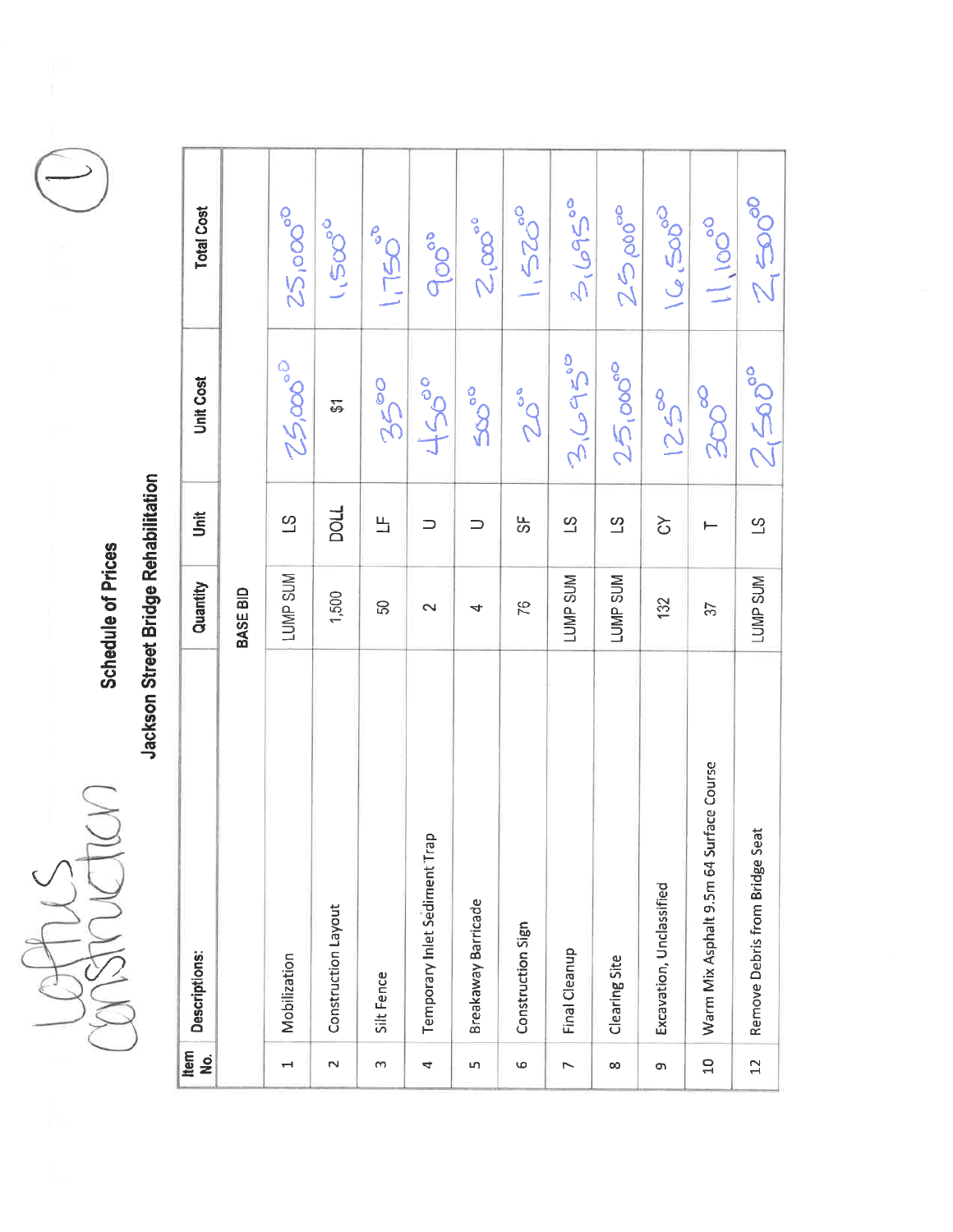Loftus Construction

(1)

# Schedule of Prices

## Jackson Street Bridge Rehabilitation

| Item No. | Descriptions: | Quantity | Unit | Unit Cost | Total Cost |
|---|---|---|---|---|---|
| | | BASE BID | | | |
| 1 | Mobilization | LUMP SUM | LS | 25,000.00 | 25,000.00 |
| 2 | Construction Layout | 1,500 | DOLL | $1 | 1,500.00 |
| 3 | Silt Fence | 50 | LF | 35.00 | 1,750.00 |
| 4 | Temporary Inlet Sediment Trap | 2 | U | 450.00 | 900.00 |
| 5 | Breakaway Barricade | 4 | U | 500.00 | 2,000.00 |
| 6 | Construction Sign | 76 | SF | 20.00 | 1,520.00 |
| 7 | Final Cleanup | LUMP SUM | LS | 3,695.00 | 3,695.00 |
| 8 | Clearing Site | LUMP SUM | LS | 25,000.00 | 25,000.00 |
| 9 | Excavation, Unclassified | 132 | CY | 125.00 | 16,500.00 |
| 10 | Warm Mix Asphalt 9.5m 64 Surface Course | 37 | T | 300.00 | 11,100.00 |
| 12 | Remove Debris from Bridge Seat | LUMP SUM | LS | 2,500.00 | 2,500.00 |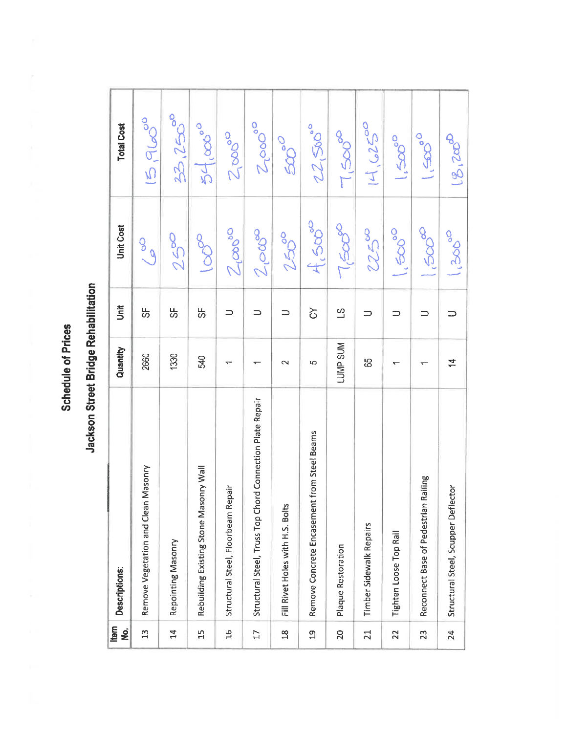# Schedule of Prices

## Jackson Street Bridge Rehabilitation

| Item No. | Descriptions: | Quantity | Unit | Unit Cost | Total Cost |
|---|---|---|---|---|---|
| 13 | Remove Vegetation and Clean Masonry | 2660 | SF | 6.00 | 15,960.00 |
| 14 | Repointing Masonry | 1330 | SF | 25.00 | 33,250.00 |
| 15 | Rebuilding Existing Stone Masonry Wall | 540 | SF | 100.00 | 54,000.00 |
| 16 | Structural Steel, Floorbeam Repair | 1 | U | 2,000.00 | 2,000.00 |
| 17 | Structural Steel, Truss Top Chord Connection Plate Repair | 1 | U | 2,000.00 | 2,000.00 |
| 18 | Fill Rivet Holes with H.S. Bolts | 2 | U | 250.00 | 500.00 |
| 19 | Remove Concrete Encasement from Steel Beams | 5 | CY | 4,500.00 | 22,500.00 |
| 20 | Plaque Restoration | LUMP SUM | LS | 7,500.00 | 7,500.00 |
| 21 | Timber Sidewalk Repairs | 65 | U | 225.00 | 14,625.00 |
| 22 | Tighten Loose Top Rail | 1 | U | 1,500.00 | 1,500.00 |
| 23 | Reconnect Base of Pedestrian Railing | 1 | U | 1,500.00 | 1,500.00 |
| 24 | Structural Steel, Scupper Deflector | 14 | U | 1,300.00 | 18,200.00 |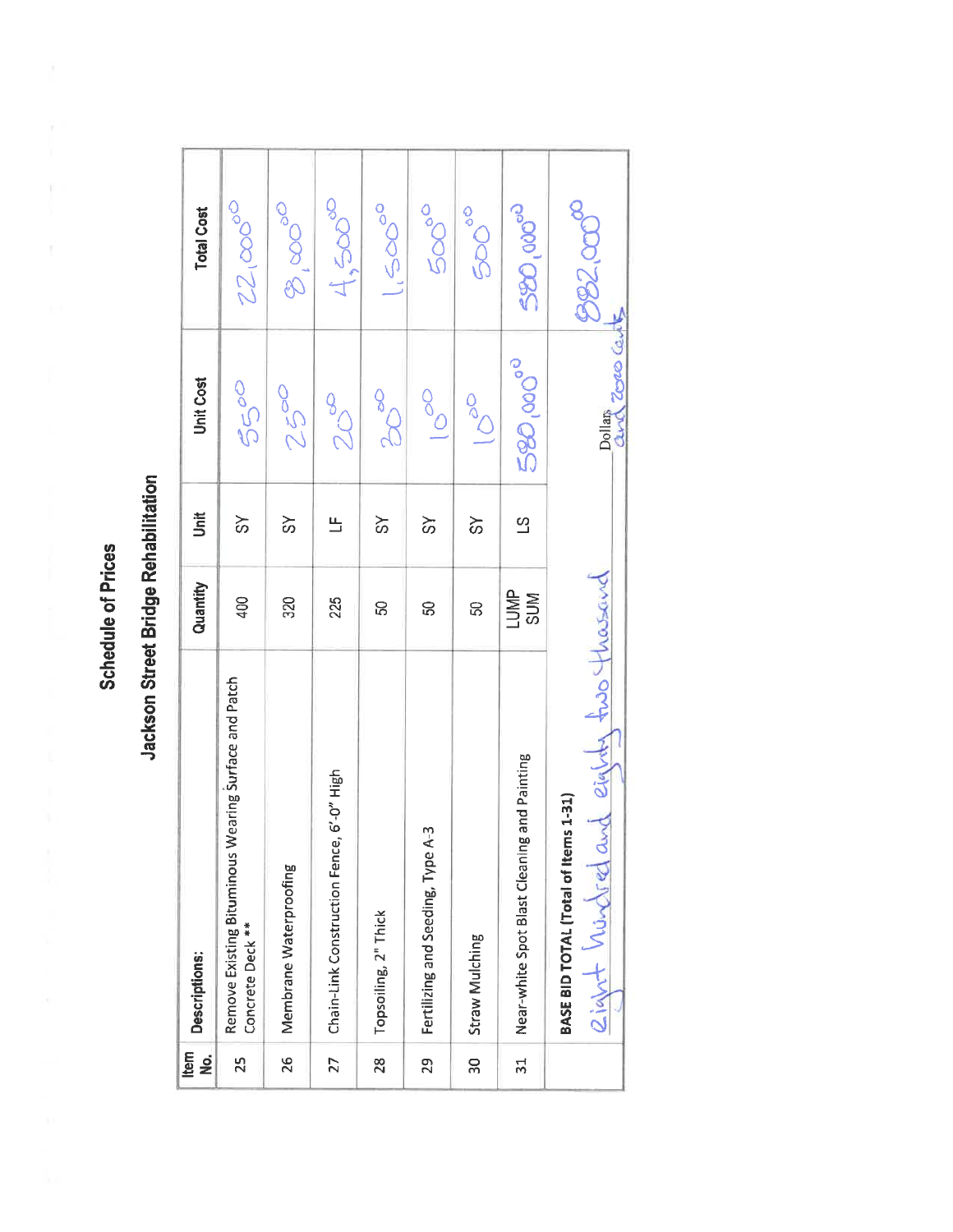# Schedule of Prices

## Jackson Street Bridge Rehabilitation

| Item No. | Descriptions: | Quantity | Unit | Unit Cost | Total Cost |
|---|---|---|---|---|---|
| 25 | Remove Existing Bituminous Wearing Surface and Patch Concrete Deck ** | 400 | SY | 55.00 | 22,000.00 |
| 26 | Membrane Waterproofing | 320 | SY | 25.00 | 8,000.00 |
| 27 | Chain-Link Construction Fence, 6'-0" High | 225 | LF | 20.00 | 4,500.00 |
| 28 | Topsoiling, 2" Thick | 50 | SY | 30.00 | 1,500.00 |
| 29 | Fertilizing and Seeding, Type A-3 | 50 | SY | 10.00 | 500.00 |
| 30 | Straw Mulching | 50 | SY | 10.00 | 500.00 |
| 31 | Near-white Spot Blast Cleaning and Painting | LUMP SUM | LS | 580,000.00 | 580,000.00 |
| | **BASE BID TOTAL (Total of Items 1-31)** | | | | |
| | eight hundred and eighty two thousand | | | Dollars and zero cents | 882,000.00 |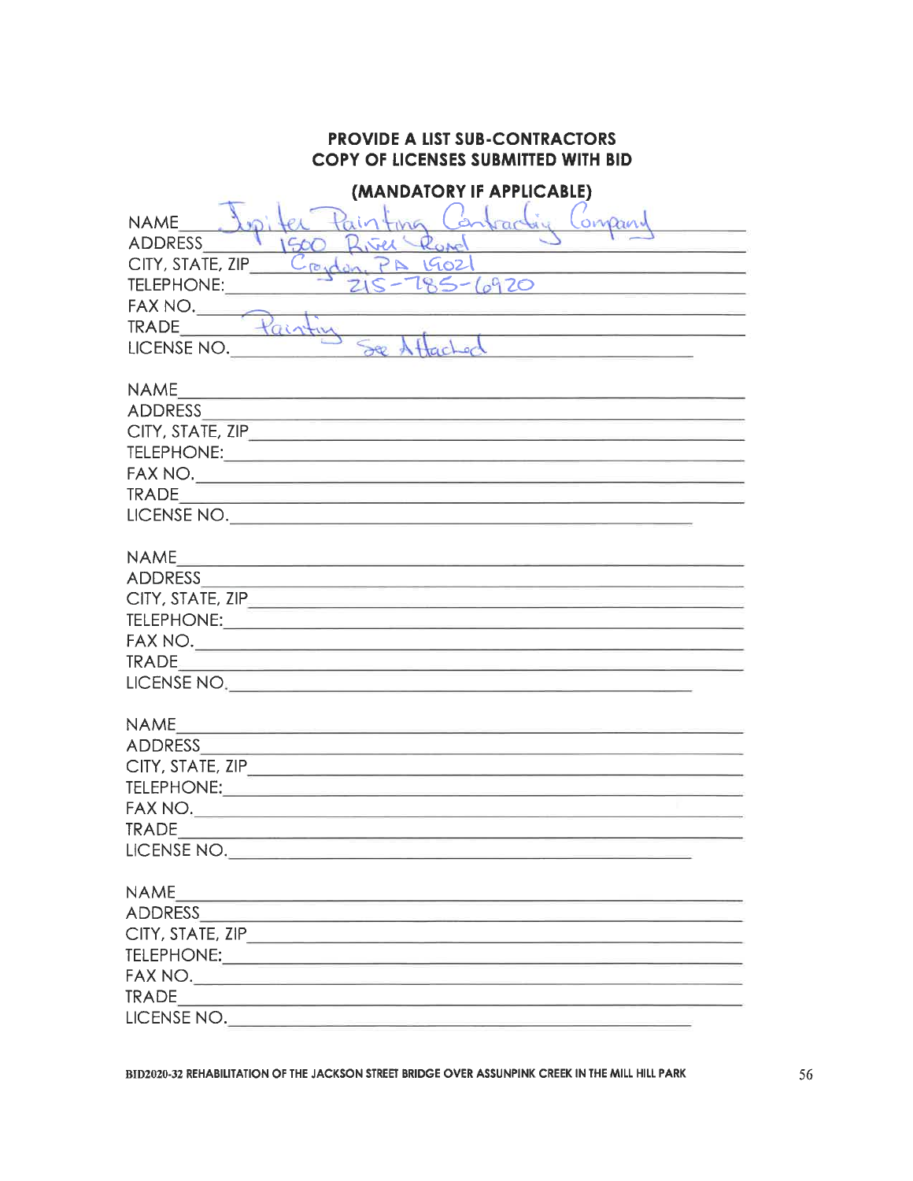## PROVIDE A LIST SUB-CONTRACTORS
## COPY OF LICENSES SUBMITTED WITH BID

### (MANDATORY IF APPLICABLE)

NAME Jupiter Painting Contracting Company
ADDRESS 1500 River Road
CITY, STATE, ZIP Croydon, PA 19021
TELEPHONE: 215-785-6920
FAX NO.
TRADE Painting
LICENSE NO. See Attached

NAME
ADDRESS
CITY, STATE, ZIP
TELEPHONE:
FAX NO.
TRADE
LICENSE NO.

NAME
ADDRESS
CITY, STATE, ZIP
TELEPHONE:
FAX NO.
TRADE
LICENSE NO.

NAME
ADDRESS
CITY, STATE, ZIP
TELEPHONE:
FAX NO.
TRADE
LICENSE NO.

NAME
ADDRESS
CITY, STATE, ZIP
TELEPHONE:
FAX NO.
TRADE
LICENSE NO.

BID2020-32 REHABILITATION OF THE JACKSON STREET BRIDGE OVER ASSUNPINK CREEK IN THE MILL HILL PARK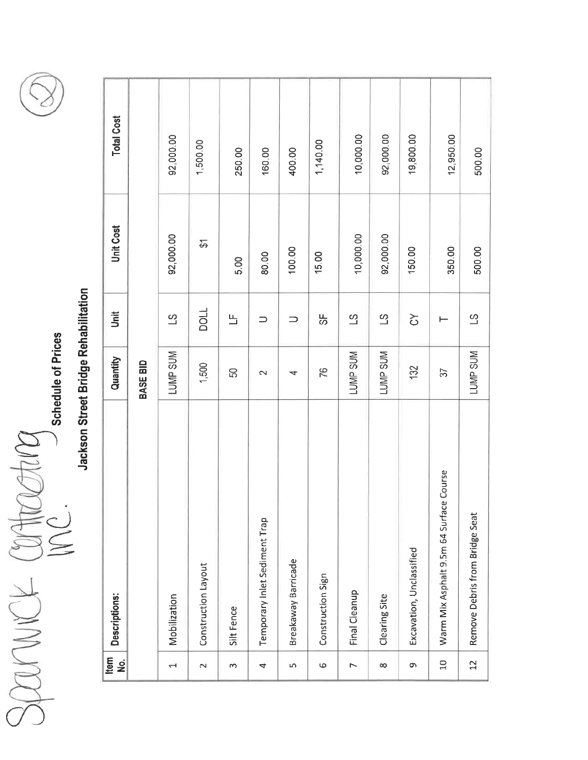Sparwick Contracting Inc.

(2)

## Schedule of Prices

## Jackson Street Bridge Rehabilitation

| Item No. | Descriptions: | Quantity | Unit | Unit Cost | Total Cost |
|---|---|---|---|---|---|
| | | **BASE BID** | | | |
| 1 | Mobilization | LUMP SUM | LS | 92,000.00 | 92,000.00 |
| 2 | Construction Layout | 1,500 | DOLL | $1 | 1,500.00 |
| 3 | Silt Fence | 50 | LF | 5.00 | 250.00 |
| 4 | Temporary Inlet Sediment Trap | 2 | U | 80.00 | 160.00 |
| 5 | Breakaway Barricade | 4 | U | 100.00 | 400.00 |
| 6 | Construction Sign | 76 | SF | 15.00 | 1,140.00 |
| 7 | Final Cleanup | LUMP SUM | LS | 10,000.00 | 10,000.00 |
| 8 | Clearing Site | LUMP SUM | LS | 92,000.00 | 92,000.00 |
| 9 | Excavation, Unclassified | 132 | CY | 150.00 | 19,800.00 |
| 10 | Warm Mix Asphalt 9.5m 64 Surface Course | 37 | T | 350.00 | 12,950.00 |
| 12 | Remove Debris from Bridge Seat | LUMP SUM | LS | 500.00 | 500.00 |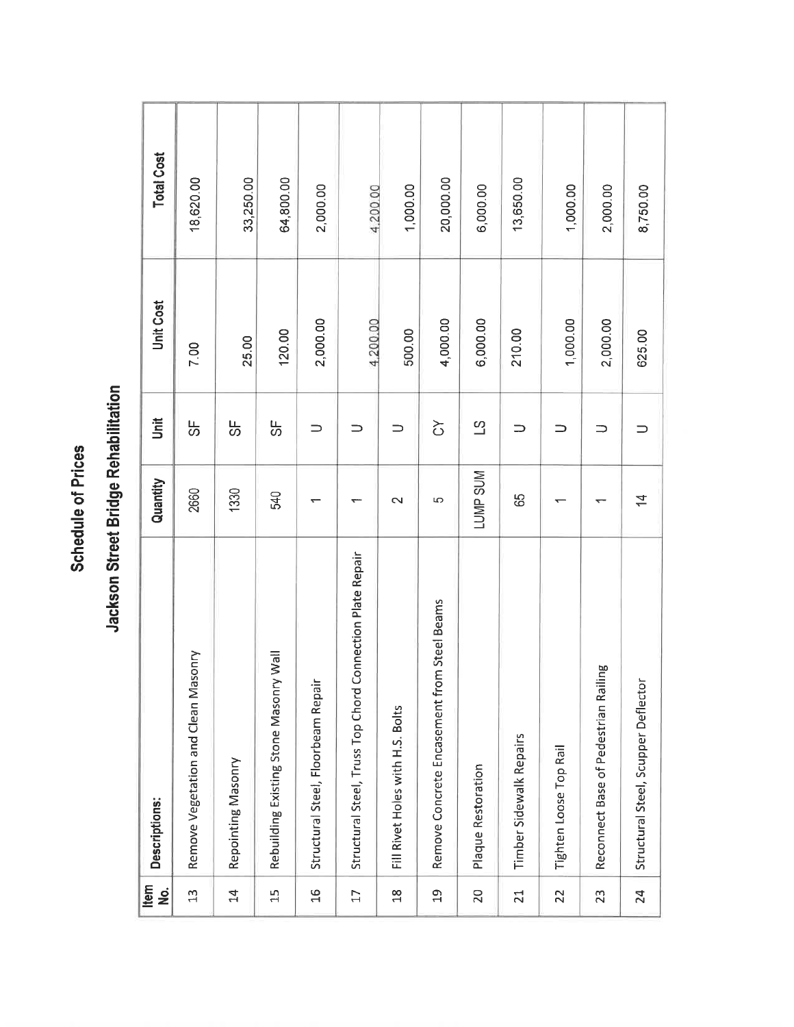# Schedule of Prices

## Jackson Street Bridge Rehabilitation

| Item No. | Descriptions: | Quantity | Unit | Unit Cost | Total Cost |
|---|---|---|---|---|---|
| 13 | Remove Vegetation and Clean Masonry | 2660 | SF | 7.00 | 18,620.00 |
| 14 | Repointing Masonry | 1330 | SF | 25.00 | 33,250.00 |
| 15 | Rebuilding Existing Stone Masonry Wall | 540 | SF | 120.00 | 64,800.00 |
| 16 | Structural Steel, Floorbeam Repair | 1 | U | 2,000.00 | 2,000.00 |
| 17 | Structural Steel, Truss Top Chord Connection Plate Repair | 1 | U | 4,200.00 | 4,200.00 |
| 18 | Fill Rivet Holes with H.S. Bolts | 2 | U | 500.00 | 1,000.00 |
| 19 | Remove Concrete Encasement from Steel Beams | 5 | CY | 4,000.00 | 20,000.00 |
| 20 | Plaque Restoration | LUMP SUM | LS | 6,000.00 | 6,000.00 |
| 21 | Timber Sidewalk Repairs | 65 | U | 210.00 | 13,650.00 |
| 22 | Tighten Loose Top Rail | 1 | U | 1,000.00 | 1,000.00 |
| 23 | Reconnect Base of Pedestrian Railing | 1 | U | 2,000.00 | 2,000.00 |
| 24 | Structural Steel, Scupper Deflector | 14 | U | 625.00 | 8,750.00 |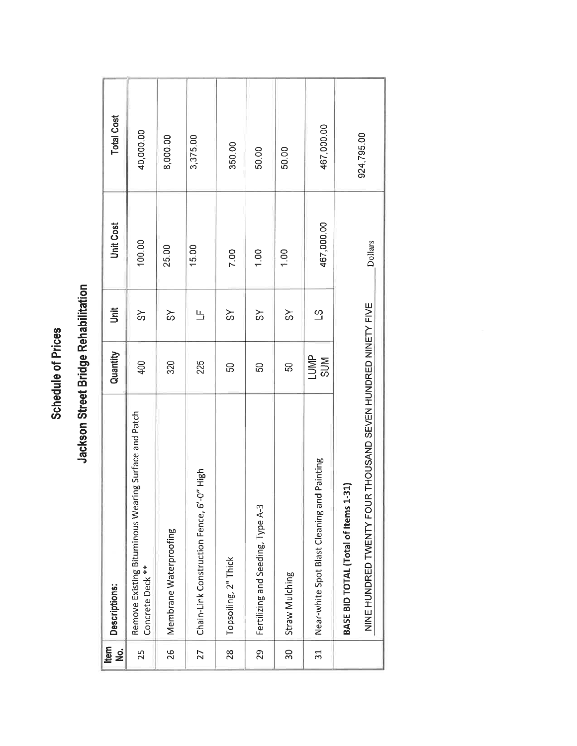# Schedule of Prices

## Jackson Street Bridge Rehabilitation

| Item No. | Descriptions: | Quantity | Unit | Unit Cost | Total Cost |
|---|---|---|---|---|---|
| 25 | Remove Existing Bituminous Wearing Surface and Patch Concrete Deck ** | 400 | SY | 100.00 | 40,000.00 |
| 26 | Membrane Waterproofing | 320 | SY | 25.00 | 8,000.00 |
| 27 | Chain-Link Construction Fence, 6'-0" High | 225 | LF | 15.00 | 3,375.00 |
| 28 | Topsoiling, 2" Thick | 50 | SY | 7.00 | 350.00 |
| 29 | Fertilizing and Seeding, Type A-3 | 50 | SY | 1.00 | 50.00 |
| 30 | Straw Mulching | 50 | SY | 1.00 | 50.00 |
| 31 | Near-white Spot Blast Cleaning and Painting | LUMP SUM | LS | 467,000.00 | 467,000.00 |
| | **BASE BID TOTAL (Total of Items 1-31)** | | | | 924,795.00 |
| | NINE HUNDRED TWENTY FOUR THOUSAND SEVEN HUNDRED NINETY FIVE | | | Dollars | |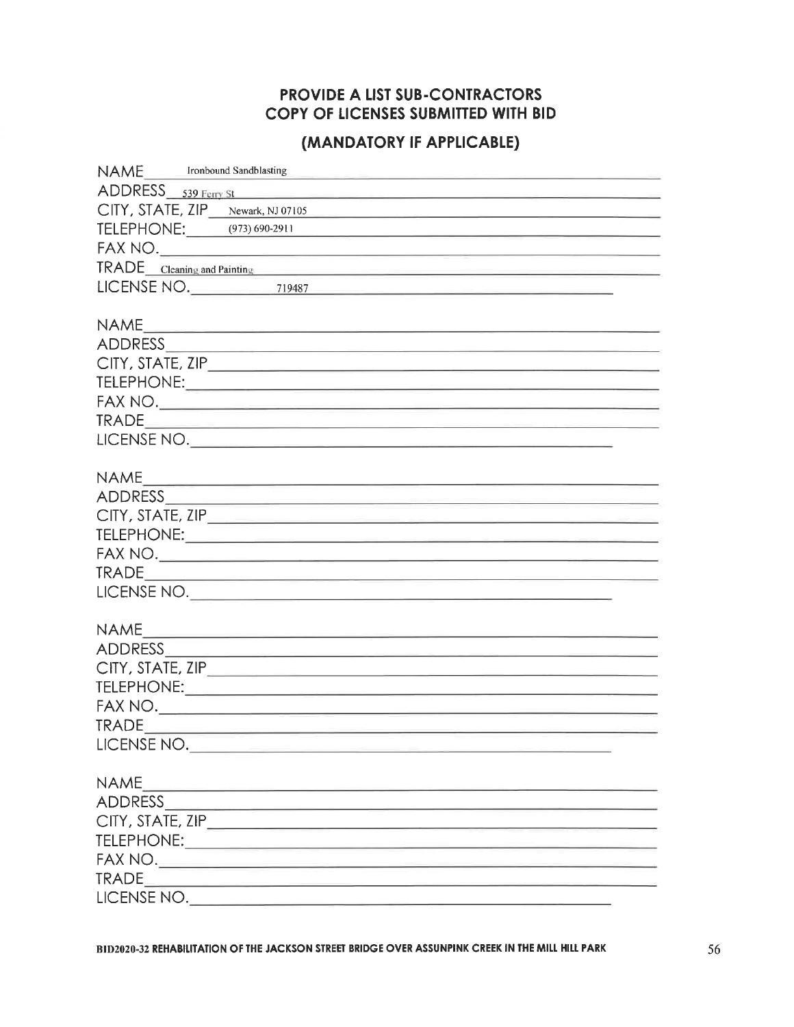## PROVIDE A LIST SUB-CONTRACTORS COPY OF LICENSES SUBMITTED WITH BID

## (MANDATORY IF APPLICABLE)

NAME Ironbound Sandblasting

ADDRESS 539 Ferry St

CITY, STATE, ZIP Newark, NJ 07105

TELEPHONE: (973) 690-2911

FAX NO.

TRADE Cleaning and Painting

LICENSE NO. 719487

NAME

ADDRESS

CITY, STATE, ZIP

TELEPHONE:

FAX NO.

TRADE

LICENSE NO.

NAME

ADDRESS

CITY, STATE, ZIP

TELEPHONE:

FAX NO.

TRADE

LICENSE NO.

NAME

ADDRESS

CITY, STATE, ZIP

TELEPHONE:

FAX NO.

TRADE

LICENSE NO.

NAME

ADDRESS

CITY, STATE, ZIP

TELEPHONE:

FAX NO.

TRADE

LICENSE NO.

BID2020-32 REHABILITATION OF THE JACKSON STREET BRIDGE OVER ASSUNPINK CREEK IN THE MILL HILL PARK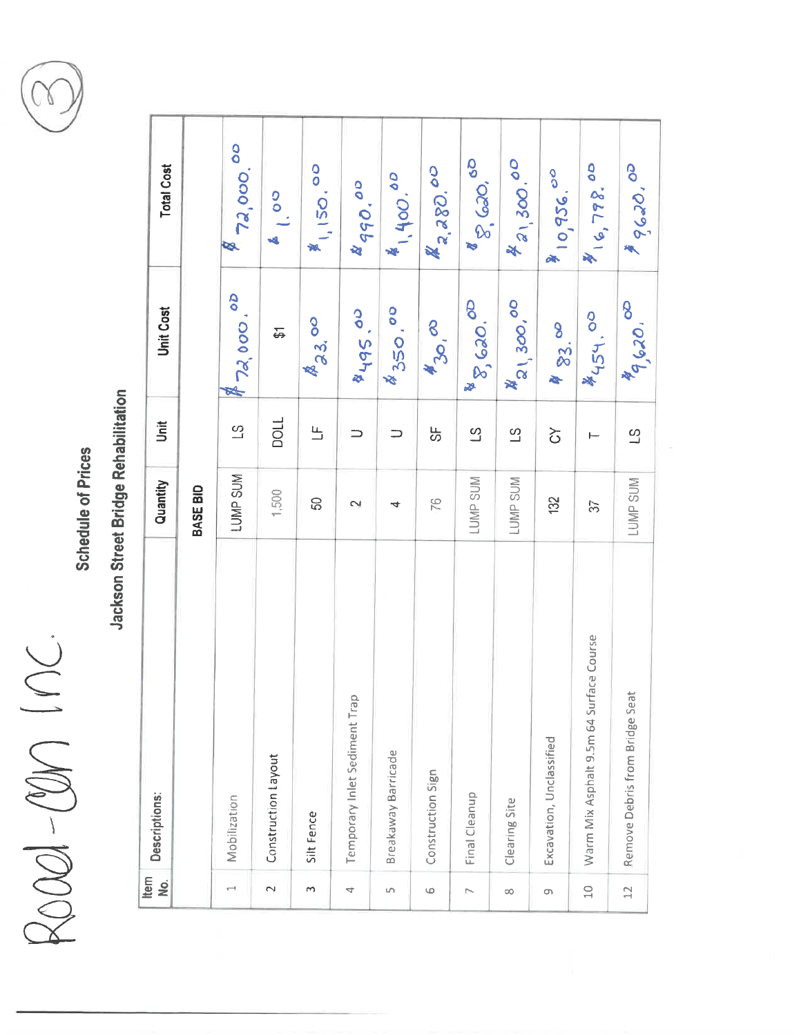Road-Con Inc.

3

## Schedule of Prices

### Jackson Street Bridge Rehabilitation

| Item No. | Descriptions: | Quantity | Unit | Unit Cost | Total Cost |
|---|---|---|---|---|---|
| | | **BASE BID** | | | |
| 1 | Mobilization | LUMP SUM | LS | $72,000.00 | $72,000.00 |
| 2 | Construction Layout | 1,500 | DOLL | $1 | $1.00 |
| 3 | Silt Fence | 50 | LF | $23.00 | $1,150.00 |
| 4 | Temporary Inlet Sediment Trap | 2 | U | $495.00 | $990.00 |
| 5 | Breakaway Barricade | 4 | U | $350.00 | $1,400.00 |
| 6 | Construction Sign | 76 | SF | $30.00 | $2,280.00 |
| 7 | Final Cleanup | LUMP SUM | LS | $8,620.00 | $8,620.00 |
| 8 | Clearing Site | LUMP SUM | LS | $21,300.00 | $21,300.00 |
| 9 | Excavation, Unclassified | 132 | CY | $83.00 | $10,956.00 |
| 10 | Warm Mix Asphalt 9.5m 64 Surface Course | 37 | T | $454.00 | $16,798.00 |
| 12 | Remove Debris from Bridge Seat | LUMP SUM | LS | $9,620.00 | $9,620.00 |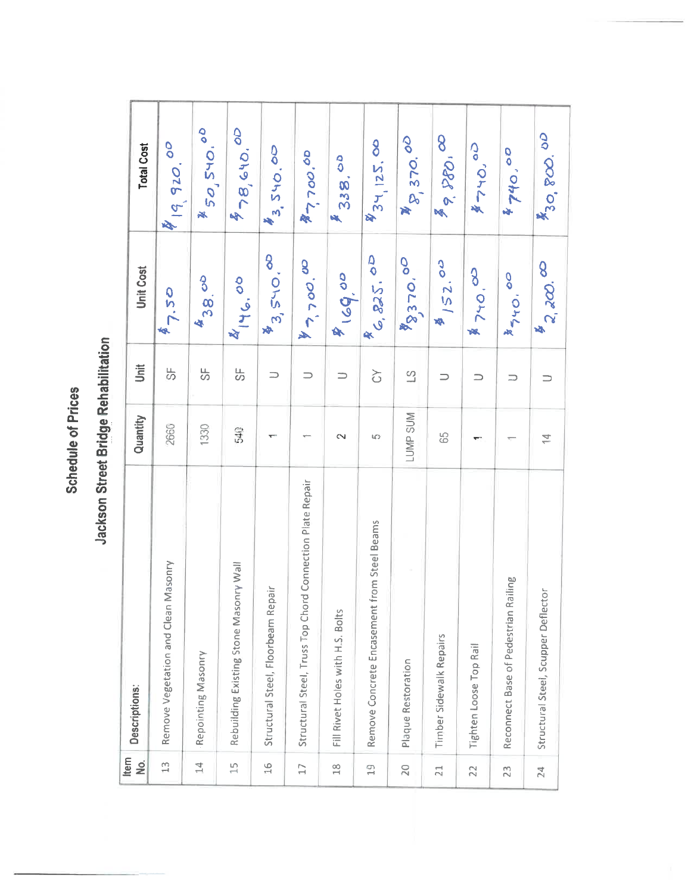# Schedule of Prices

## Jackson Street Bridge Rehabilitation

| Item No. | Descriptions: | Quantity | Unit | Unit Cost | Total Cost |
|---|---|---|---|---|---|
| 13 | Remove Vegetation and Clean Masonry | 2660 | SF | $7.50 | $19,920.00 |
| 14 | Repointing Masonry | 1330 | SF | $38.00 | $50,540.00 |
| 15 | Rebuilding Existing Stone Masonry Wall | 540 | SF | $146.00 | $78,840.00 |
| 16 | Structural Steel, Floorbeam Repair | 1 | U | $3,540.00 | $3,540.00 |
| 17 | Structural Steel, Truss Top Chord Connection Plate Repair | 1 | U | $7,700.00 | $7,700.00 |
| 18 | Fill Rivet Holes with H.S. Bolts | 2 | U | $169.00 | $338.00 |
| 19 | Remove Concrete Encasement from Steel Beams | 5 | CY | $6,825.00 | $34,125.00 |
| 20 | Plaque Restoration | LUMP SUM | LS | $8,370.00 | $8,370.00 |
| 21 | Timber Sidewalk Repairs | 65 | U | $152.00 | $9,880.00 |
| 22 | Tighten Loose Top Rail | 1 | U | $740.00 | $740.00 |
| 23 | Reconnect Base of Pedestrian Railing | 1 | U | $740.00 | $740.00 |
| 24 | Structural Steel, Scupper Deflector | 14 | U | $2,200.00 | $30,800.00 |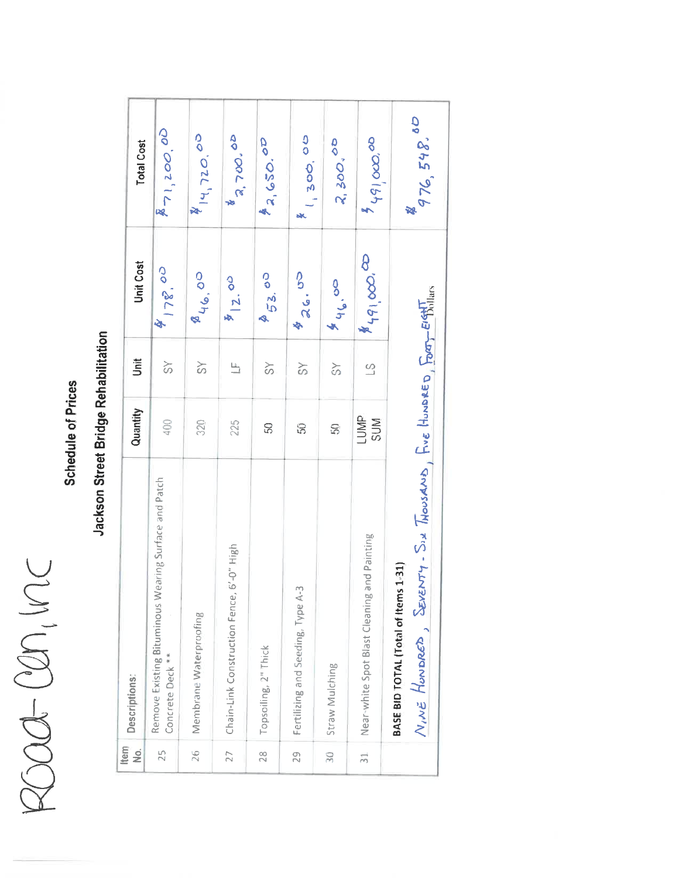Road-Con, Inc

## Schedule of Prices

### Jackson Street Bridge Rehabilitation

| Item No. | Descriptions: | Quantity | Unit | Unit Cost | Total Cost |
|---|---|---|---|---|---|
| 25 | Remove Existing Bituminous Wearing Surface and Patch Concrete Deck ** | 400 | SY | $178.00 | $71,200.00 |
| 26 | Membrane Waterproofing | 320 | SY | $46.00 | $14,720.00 |
| 27 | Chain-Link Construction Fence, 6'-0" High | 225 | LF | $12.00 | $2,700.00 |
| 28 | Topsoiling, 2" Thick | 50 | SY | $53.00 | $2,650.00 |
| 29 | Fertilizing and Seeding, Type A-3 | 50 | SY | $26.00 | $1,300.00 |
| 30 | Straw Mulching | 50 | SY | $46.00 | 2,300.00 |
| 31 | Near-white Spot Blast Cleaning and Painting | LUMP SUM | LS | $491,000.00 | $491,000.00 |
| | **BASE BID TOTAL (Total of Items 1-31)** | | | | $976,548.00 |

NINE HUNDRED, SEVENTY-SIX THOUSAND, FIVE HUNDRED, FORTY-EIGHT Dollars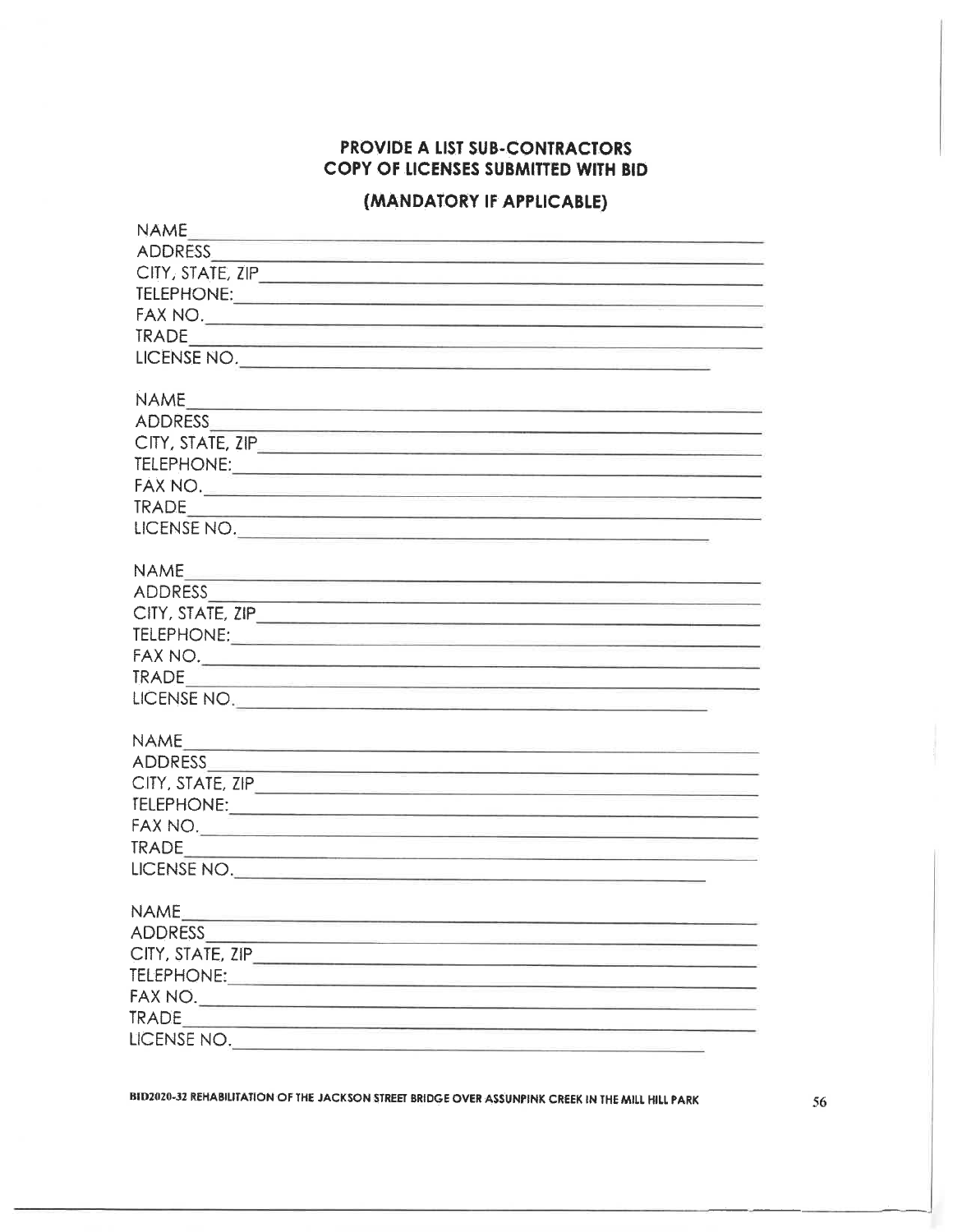## PROVIDE A LIST SUB-CONTRACTORS
## COPY OF LICENSES SUBMITTED WITH BID

### (MANDATORY IF APPLICABLE)

NAME\_\_\_\_\_\_\_\_\_\_\_\_\_\_\_\_\_\_\_\_\_\_\_\_\_\_\_\_\_\_\_\_\_\_\_\_\_\_\_\_\_\_\_\_\_\_
ADDRESS\_\_\_\_\_\_\_\_\_\_\_\_\_\_\_\_\_\_\_\_\_\_\_\_\_\_\_\_\_\_\_\_\_\_\_\_\_\_\_\_\_\_\_\_
CITY, STATE, ZIP\_\_\_\_\_\_\_\_\_\_\_\_\_\_\_\_\_\_\_\_\_\_\_\_\_\_\_\_\_\_\_\_\_\_\_\_\_\_
TELEPHONE:\_\_\_\_\_\_\_\_\_\_\_\_\_\_\_\_\_\_\_\_\_\_\_\_\_\_\_\_\_\_\_\_\_\_\_\_\_\_\_\_\_\_
FAX NO.\_\_\_\_\_\_\_\_\_\_\_\_\_\_\_\_\_\_\_\_\_\_\_\_\_\_\_\_\_\_\_\_\_\_\_\_\_\_\_\_\_\_\_\_\_
TRADE\_\_\_\_\_\_\_\_\_\_\_\_\_\_\_\_\_\_\_\_\_\_\_\_\_\_\_\_\_\_\_\_\_\_\_\_\_\_\_\_\_\_\_\_\_\_
LICENSE NO.\_\_\_\_\_\_\_\_\_\_\_\_\_\_\_\_\_\_\_\_\_\_\_\_\_\_\_\_\_\_\_\_\_\_\_\_\_\_

NAME\_\_\_\_\_\_\_\_\_\_\_\_\_\_\_\_\_\_\_\_\_\_\_\_\_\_\_\_\_\_\_\_\_\_\_\_\_\_\_\_\_\_\_\_\_\_
ADDRESS\_\_\_\_\_\_\_\_\_\_\_\_\_\_\_\_\_\_\_\_\_\_\_\_\_\_\_\_\_\_\_\_\_\_\_\_\_\_\_\_\_\_\_\_
CITY, STATE, ZIP\_\_\_\_\_\_\_\_\_\_\_\_\_\_\_\_\_\_\_\_\_\_\_\_\_\_\_\_\_\_\_\_\_\_\_\_\_\_
TELEPHONE:\_\_\_\_\_\_\_\_\_\_\_\_\_\_\_\_\_\_\_\_\_\_\_\_\_\_\_\_\_\_\_\_\_\_\_\_\_\_\_\_\_\_
FAX NO.\_\_\_\_\_\_\_\_\_\_\_\_\_\_\_\_\_\_\_\_\_\_\_\_\_\_\_\_\_\_\_\_\_\_\_\_\_\_\_\_\_\_\_\_\_
TRADE\_\_\_\_\_\_\_\_\_\_\_\_\_\_\_\_\_\_\_\_\_\_\_\_\_\_\_\_\_\_\_\_\_\_\_\_\_\_\_\_\_\_\_\_\_\_
LICENSE NO.\_\_\_\_\_\_\_\_\_\_\_\_\_\_\_\_\_\_\_\_\_\_\_\_\_\_\_\_\_\_\_\_\_\_\_\_\_\_

NAME\_\_\_\_\_\_\_\_\_\_\_\_\_\_\_\_\_\_\_\_\_\_\_\_\_\_\_\_\_\_\_\_\_\_\_\_\_\_\_\_\_\_\_\_\_\_
ADDRESS\_\_\_\_\_\_\_\_\_\_\_\_\_\_\_\_\_\_\_\_\_\_\_\_\_\_\_\_\_\_\_\_\_\_\_\_\_\_\_\_\_\_\_\_
CITY, STATE, ZIP\_\_\_\_\_\_\_\_\_\_\_\_\_\_\_\_\_\_\_\_\_\_\_\_\_\_\_\_\_\_\_\_\_\_\_\_\_\_
TELEPHONE:\_\_\_\_\_\_\_\_\_\_\_\_\_\_\_\_\_\_\_\_\_\_\_\_\_\_\_\_\_\_\_\_\_\_\_\_\_\_\_\_\_\_
FAX NO.\_\_\_\_\_\_\_\_\_\_\_\_\_\_\_\_\_\_\_\_\_\_\_\_\_\_\_\_\_\_\_\_\_\_\_\_\_\_\_\_\_\_\_\_\_
TRADE\_\_\_\_\_\_\_\_\_\_\_\_\_\_\_\_\_\_\_\_\_\_\_\_\_\_\_\_\_\_\_\_\_\_\_\_\_\_\_\_\_\_\_\_\_\_
LICENSE NO.\_\_\_\_\_\_\_\_\_\_\_\_\_\_\_\_\_\_\_\_\_\_\_\_\_\_\_\_\_\_\_\_\_\_\_\_\_\_

NAME\_\_\_\_\_\_\_\_\_\_\_\_\_\_\_\_\_\_\_\_\_\_\_\_\_\_\_\_\_\_\_\_\_\_\_\_\_\_\_\_\_\_\_\_\_\_
ADDRESS\_\_\_\_\_\_\_\_\_\_\_\_\_\_\_\_\_\_\_\_\_\_\_\_\_\_\_\_\_\_\_\_\_\_\_\_\_\_\_\_\_\_\_\_
CITY, STATE, ZIP\_\_\_\_\_\_\_\_\_\_\_\_\_\_\_\_\_\_\_\_\_\_\_\_\_\_\_\_\_\_\_\_\_\_\_\_\_\_
TELEPHONE:\_\_\_\_\_\_\_\_\_\_\_\_\_\_\_\_\_\_\_\_\_\_\_\_\_\_\_\_\_\_\_\_\_\_\_\_\_\_\_\_\_\_
FAX NO.\_\_\_\_\_\_\_\_\_\_\_\_\_\_\_\_\_\_\_\_\_\_\_\_\_\_\_\_\_\_\_\_\_\_\_\_\_\_\_\_\_\_\_\_\_
TRADE\_\_\_\_\_\_\_\_\_\_\_\_\_\_\_\_\_\_\_\_\_\_\_\_\_\_\_\_\_\_\_\_\_\_\_\_\_\_\_\_\_\_\_\_\_\_
LICENSE NO.\_\_\_\_\_\_\_\_\_\_\_\_\_\_\_\_\_\_\_\_\_\_\_\_\_\_\_\_\_\_\_\_\_\_\_\_\_\_

NAME\_\_\_\_\_\_\_\_\_\_\_\_\_\_\_\_\_\_\_\_\_\_\_\_\_\_\_\_\_\_\_\_\_\_\_\_\_\_\_\_\_\_\_\_\_\_
ADDRESS\_\_\_\_\_\_\_\_\_\_\_\_\_\_\_\_\_\_\_\_\_\_\_\_\_\_\_\_\_\_\_\_\_\_\_\_\_\_\_\_\_\_\_\_
CITY, STATE, ZIP\_\_\_\_\_\_\_\_\_\_\_\_\_\_\_\_\_\_\_\_\_\_\_\_\_\_\_\_\_\_\_\_\_\_\_\_\_\_
TELEPHONE:\_\_\_\_\_\_\_\_\_\_\_\_\_\_\_\_\_\_\_\_\_\_\_\_\_\_\_\_\_\_\_\_\_\_\_\_\_\_\_\_\_\_
FAX NO.\_\_\_\_\_\_\_\_\_\_\_\_\_\_\_\_\_\_\_\_\_\_\_\_\_\_\_\_\_\_\_\_\_\_\_\_\_\_\_\_\_\_\_\_\_
TRADE\_\_\_\_\_\_\_\_\_\_\_\_\_\_\_\_\_\_\_\_\_\_\_\_\_\_\_\_\_\_\_\_\_\_\_\_\_\_\_\_\_\_\_\_\_\_
LICENSE NO.\_\_\_\_\_\_\_\_\_\_\_\_\_\_\_\_\_\_\_\_\_\_\_\_\_\_\_\_\_\_\_\_\_\_\_\_\_\_